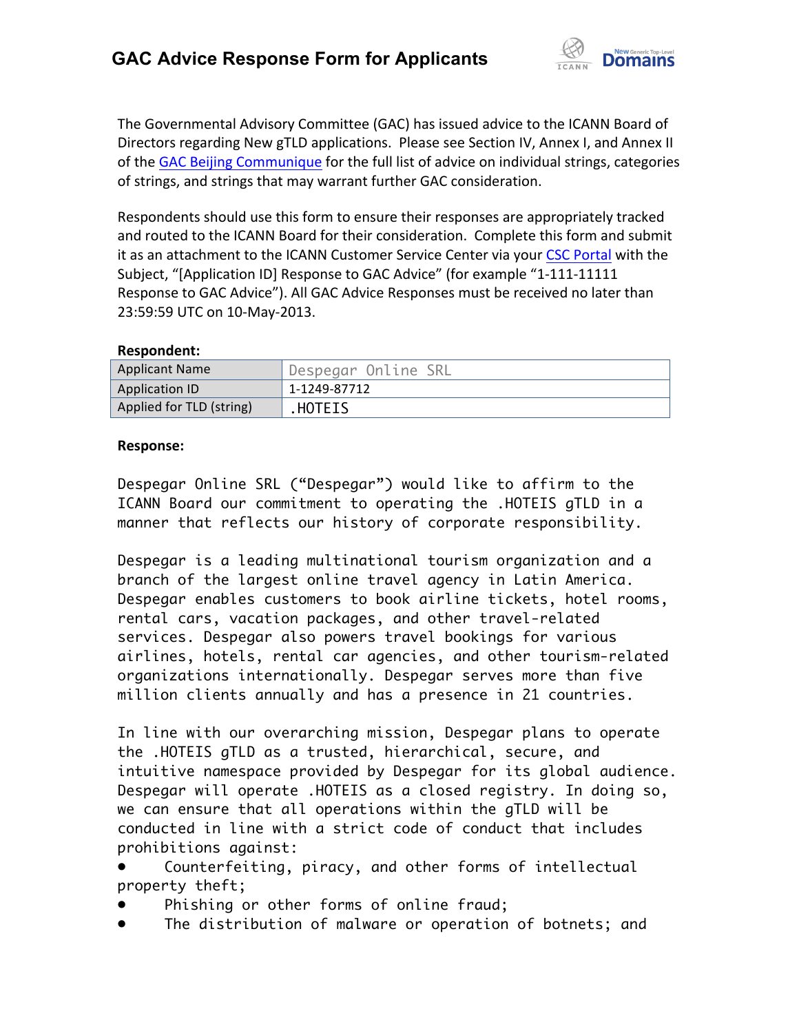# GAC Advice Response Form for Applicants

The Governmental Advisory Committee (GAC) has issued advice to the ICANN Board of Directors regarding New gTLD applications. Please see Section IV, Annex I, and Annex II of the GAC Beijing Communique for the full list of advice on individual strings, categories of strings, and strings that may warrant further GAC consideration.

Respondents should use this form to ensure their responses are appropriately tracked and routed to the ICANN Board for their consideration. Complete this form and submit it as an attachment to the ICANN Customer Service Center via your CSC Portal with the Subject, "[Application ID] Response to GAC Advice" (for example "1-111-11111 Response to GAC Advice"). All GAC Advice Responses must be received no later than 23:59:59 UTC on 10-May-2013.

**Respondent:**

| Applicant Name | Despegar Online SRL |
|---|---|
| Application ID | 1-1249-87712 |
| Applied for TLD (string) | .HOTEIS |

**Response:**

Despegar Online SRL ("Despegar") would like to affirm to the ICANN Board our commitment to operating the .HOTEIS gTLD in a manner that reflects our history of corporate responsibility.

Despegar is a leading multinational tourism organization and a branch of the largest online travel agency in Latin America. Despegar enables customers to book airline tickets, hotel rooms, rental cars, vacation packages, and other travel-related services. Despegar also powers travel bookings for various airlines, hotels, rental car agencies, and other tourism-related organizations internationally. Despegar serves more than five million clients annually and has a presence in 21 countries.

In line with our overarching mission, Despegar plans to operate the .HOTEIS gTLD as a trusted, hierarchical, secure, and intuitive namespace provided by Despegar for its global audience. Despegar will operate .HOTEIS as a closed registry. In doing so, we can ensure that all operations within the gTLD will be conducted in line with a strict code of conduct that includes prohibitions against:

- Counterfeiting, piracy, and other forms of intellectual property theft;
- Phishing or other forms of online fraud;
- The distribution of malware or operation of botnets; and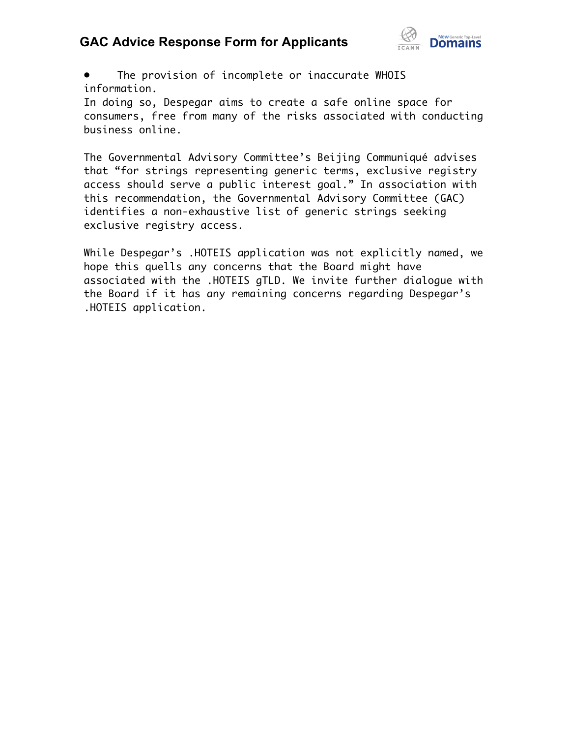- The provision of incomplete or inaccurate WHOIS information.

In doing so, Despegar aims to create a safe online space for consumers, free from many of the risks associated with conducting business online.

The Governmental Advisory Committee's Beijing Communiqué advises that "for strings representing generic terms, exclusive registry access should serve a public interest goal." In association with this recommendation, the Governmental Advisory Committee (GAC) identifies a non-exhaustive list of generic strings seeking exclusive registry access.

While Despegar's .HOTEIS application was not explicitly named, we hope this quells any concerns that the Board might have associated with the .HOTEIS gTLD. We invite further dialogue with the Board if it has any remaining concerns regarding Despegar's .HOTEIS application.